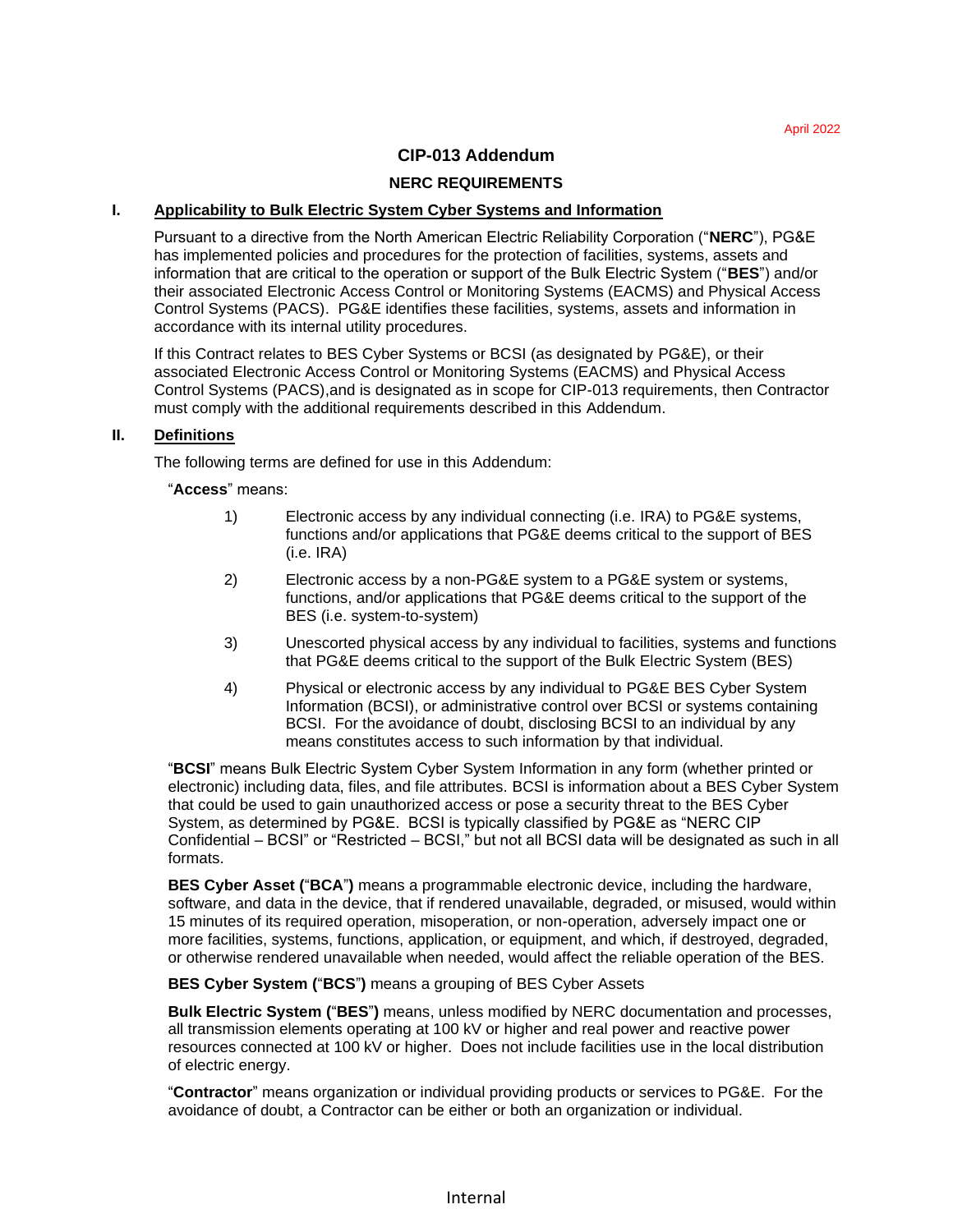April 2022

# CIP-013 Addendum

## NERC REQUIREMENTS

### I. Applicability to Bulk Electric System Cyber Systems and Information

Pursuant to a directive from the North American Electric Reliability Corporation ("**NERC**"), PG&E has implemented policies and procedures for the protection of facilities, systems, assets and information that are critical to the operation or support of the Bulk Electric System ("**BES**") and/or their associated Electronic Access Control or Monitoring Systems (EACMS) and Physical Access Control Systems (PACS). PG&E identifies these facilities, systems, assets and information in accordance with its internal utility procedures.

If this Contract relates to BES Cyber Systems or BCSI (as designated by PG&E), or their associated Electronic Access Control or Monitoring Systems (EACMS) and Physical Access Control Systems (PACS),and is designated as in scope for CIP-013 requirements, then Contractor must comply with the additional requirements described in this Addendum.

### II. Definitions

The following terms are defined for use in this Addendum:

"**Access**" means:

1) Electronic access by any individual connecting (i.e. IRA) to PG&E systems, functions and/or applications that PG&E deems critical to the support of BES (i.e. IRA)
2) Electronic access by a non-PG&E system to a PG&E system or systems, functions, and/or applications that PG&E deems critical to the support of the BES (i.e. system-to-system)
3) Unescorted physical access by any individual to facilities, systems and functions that PG&E deems critical to the support of the Bulk Electric System (BES)
4) Physical or electronic access by any individual to PG&E BES Cyber System Information (BCSI), or administrative control over BCSI or systems containing BCSI. For the avoidance of doubt, disclosing BCSI to an individual by any means constitutes access to such information by that individual.

"**BCSI**" means Bulk Electric System Cyber System Information in any form (whether printed or electronic) including data, files, and file attributes. BCSI is information about a BES Cyber System that could be used to gain unauthorized access or pose a security threat to the BES Cyber System, as determined by PG&E. BCSI is typically classified by PG&E as "NERC CIP Confidential – BCSI" or "Restricted – BCSI," but not all BCSI data will be designated as such in all formats.

**BES Cyber Asset ("BCA")** means a programmable electronic device, including the hardware, software, and data in the device, that if rendered unavailable, degraded, or misused, would within 15 minutes of its required operation, misoperation, or non-operation, adversely impact one or more facilities, systems, functions, application, or equipment, and which, if destroyed, degraded, or otherwise rendered unavailable when needed, would affect the reliable operation of the BES.

**BES Cyber System ("BCS")** means a grouping of BES Cyber Assets

**Bulk Electric System ("BES")** means, unless modified by NERC documentation and processes, all transmission elements operating at 100 kV or higher and real power and reactive power resources connected at 100 kV or higher. Does not include facilities use in the local distribution of electric energy.

"**Contractor**" means organization or individual providing products or services to PG&E. For the avoidance of doubt, a Contractor can be either or both an organization or individual.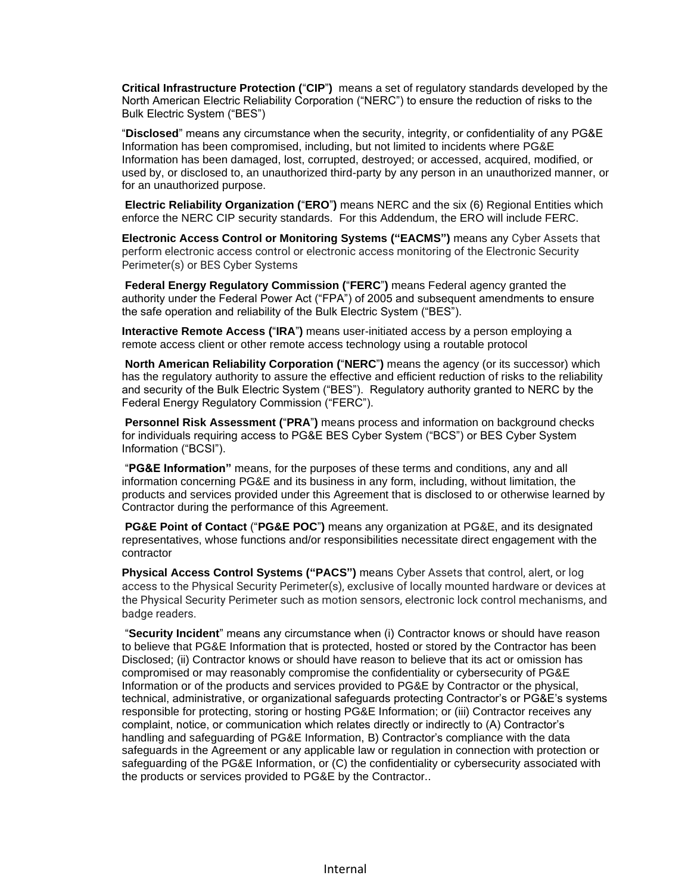**Critical Infrastructure Protection (**"**CIP**"**)** means a set of regulatory standards developed by the North American Electric Reliability Corporation ("NERC") to ensure the reduction of risks to the Bulk Electric System ("BES")

"**Disclosed**" means any circumstance when the security, integrity, or confidentiality of any PG&E Information has been compromised, including, but not limited to incidents where PG&E Information has been damaged, lost, corrupted, destroyed; or accessed, acquired, modified, or used by, or disclosed to, an unauthorized third-party by any person in an unauthorized manner, or for an unauthorized purpose.

**Electric Reliability Organization (**"**ERO**"**)** means NERC and the six (6) Regional Entities which enforce the NERC CIP security standards. For this Addendum, the ERO will include FERC.

**Electronic Access Control or Monitoring Systems ("EACMS")** means any Cyber Assets that perform electronic access control or electronic access monitoring of the Electronic Security Perimeter(s) or BES Cyber Systems

**Federal Energy Regulatory Commission (**"**FERC**"**)** means Federal agency granted the authority under the Federal Power Act ("FPA") of 2005 and subsequent amendments to ensure the safe operation and reliability of the Bulk Electric System ("BES").

**Interactive Remote Access (**"**IRA**"**)** means user-initiated access by a person employing a remote access client or other remote access technology using a routable protocol

**North American Reliability Corporation (**"**NERC**"**)** means the agency (or its successor) which has the regulatory authority to assure the effective and efficient reduction of risks to the reliability and security of the Bulk Electric System ("BES"). Regulatory authority granted to NERC by the Federal Energy Regulatory Commission ("FERC").

**Personnel Risk Assessment (**"**PRA**"**)** means process and information on background checks for individuals requiring access to PG&E BES Cyber System ("BCS") or BES Cyber System Information ("BCSI").

"**PG&E Information"** means, for the purposes of these terms and conditions, any and all information concerning PG&E and its business in any form, including, without limitation, the products and services provided under this Agreement that is disclosed to or otherwise learned by Contractor during the performance of this Agreement.

**PG&E Point of Contact** ("**PG&E POC**"**)** means any organization at PG&E, and its designated representatives, whose functions and/or responsibilities necessitate direct engagement with the contractor

**Physical Access Control Systems ("PACS")** means Cyber Assets that control, alert, or log access to the Physical Security Perimeter(s), exclusive of locally mounted hardware or devices at the Physical Security Perimeter such as motion sensors, electronic lock control mechanisms, and badge readers.

"**Security Incident**" means any circumstance when (i) Contractor knows or should have reason to believe that PG&E Information that is protected, hosted or stored by the Contractor has been Disclosed; (ii) Contractor knows or should have reason to believe that its act or omission has compromised or may reasonably compromise the confidentiality or cybersecurity of PG&E Information or of the products and services provided to PG&E by Contractor or the physical, technical, administrative, or organizational safeguards protecting Contractor's or PG&E's systems responsible for protecting, storing or hosting PG&E Information; or (iii) Contractor receives any complaint, notice, or communication which relates directly or indirectly to (A) Contractor's handling and safeguarding of PG&E Information, B) Contractor's compliance with the data safeguards in the Agreement or any applicable law or regulation in connection with protection or safeguarding of the PG&E Information, or (C) the confidentiality or cybersecurity associated with the products or services provided to PG&E by the Contractor..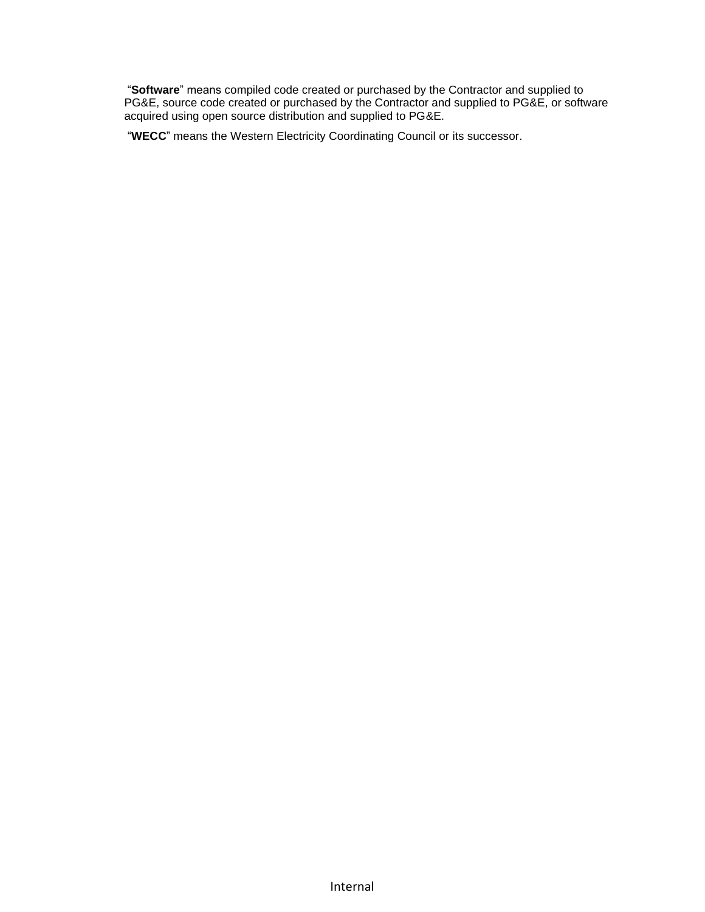"**Software**" means compiled code created or purchased by the Contractor and supplied to PG&E, source code created or purchased by the Contractor and supplied to PG&E, or software acquired using open source distribution and supplied to PG&E.

"**WECC**" means the Western Electricity Coordinating Council or its successor.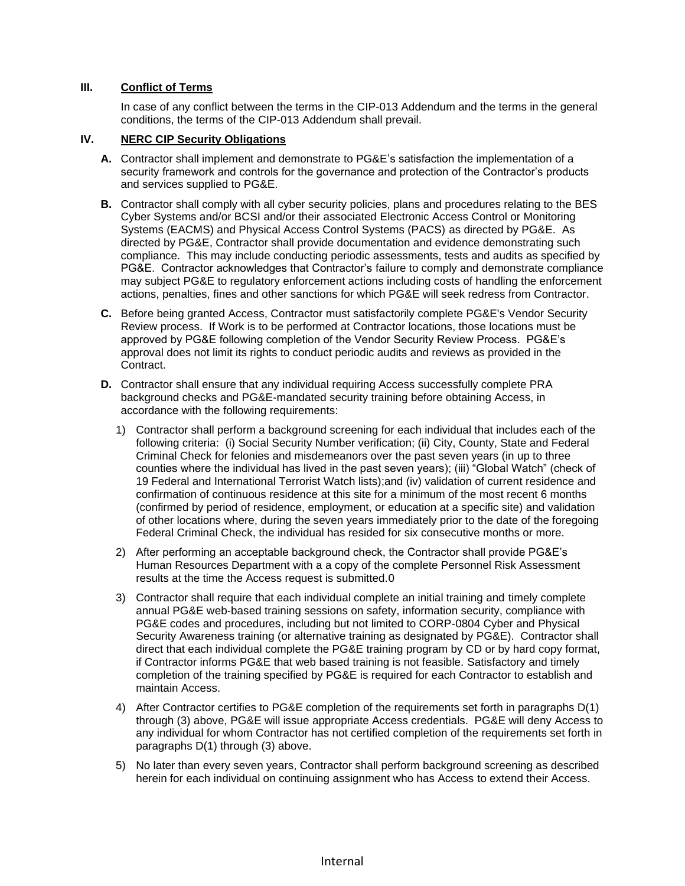## III. Conflict of Terms

In case of any conflict between the terms in the CIP-013 Addendum and the terms in the general conditions, the terms of the CIP-013 Addendum shall prevail.

## IV. NERC CIP Security Obligations

**A.** Contractor shall implement and demonstrate to PG&E's satisfaction the implementation of a security framework and controls for the governance and protection of the Contractor's products and services supplied to PG&E.

**B.** Contractor shall comply with all cyber security policies, plans and procedures relating to the BES Cyber Systems and/or BCSI and/or their associated Electronic Access Control or Monitoring Systems (EACMS) and Physical Access Control Systems (PACS) as directed by PG&E. As directed by PG&E, Contractor shall provide documentation and evidence demonstrating such compliance. This may include conducting periodic assessments, tests and audits as specified by PG&E. Contractor acknowledges that Contractor's failure to comply and demonstrate compliance may subject PG&E to regulatory enforcement actions including costs of handling the enforcement actions, penalties, fines and other sanctions for which PG&E will seek redress from Contractor.

**C.** Before being granted Access, Contractor must satisfactorily complete PG&E's Vendor Security Review process. If Work is to be performed at Contractor locations, those locations must be approved by PG&E following completion of the Vendor Security Review Process. PG&E's approval does not limit its rights to conduct periodic audits and reviews as provided in the Contract.

**D.** Contractor shall ensure that any individual requiring Access successfully complete PRA background checks and PG&E-mandated security training before obtaining Access, in accordance with the following requirements:

1) Contractor shall perform a background screening for each individual that includes each of the following criteria: (i) Social Security Number verification; (ii) City, County, State and Federal Criminal Check for felonies and misdemeanors over the past seven years (in up to three counties where the individual has lived in the past seven years); (iii) "Global Watch" (check of 19 Federal and International Terrorist Watch lists);and (iv) validation of current residence and confirmation of continuous residence at this site for a minimum of the most recent 6 months (confirmed by period of residence, employment, or education at a specific site) and validation of other locations where, during the seven years immediately prior to the date of the foregoing Federal Criminal Check, the individual has resided for six consecutive months or more.

2) After performing an acceptable background check, the Contractor shall provide PG&E's Human Resources Department with a a copy of the complete Personnel Risk Assessment results at the time the Access request is submitted.0

3) Contractor shall require that each individual complete an initial training and timely complete annual PG&E web-based training sessions on safety, information security, compliance with PG&E codes and procedures, including but not limited to CORP-0804 Cyber and Physical Security Awareness training (or alternative training as designated by PG&E). Contractor shall direct that each individual complete the PG&E training program by CD or by hard copy format, if Contractor informs PG&E that web based training is not feasible. Satisfactory and timely completion of the training specified by PG&E is required for each Contractor to establish and maintain Access.

4) After Contractor certifies to PG&E completion of the requirements set forth in paragraphs D(1) through (3) above, PG&E will issue appropriate Access credentials. PG&E will deny Access to any individual for whom Contractor has not certified completion of the requirements set forth in paragraphs D(1) through (3) above.

5) No later than every seven years, Contractor shall perform background screening as described herein for each individual on continuing assignment who has Access to extend their Access.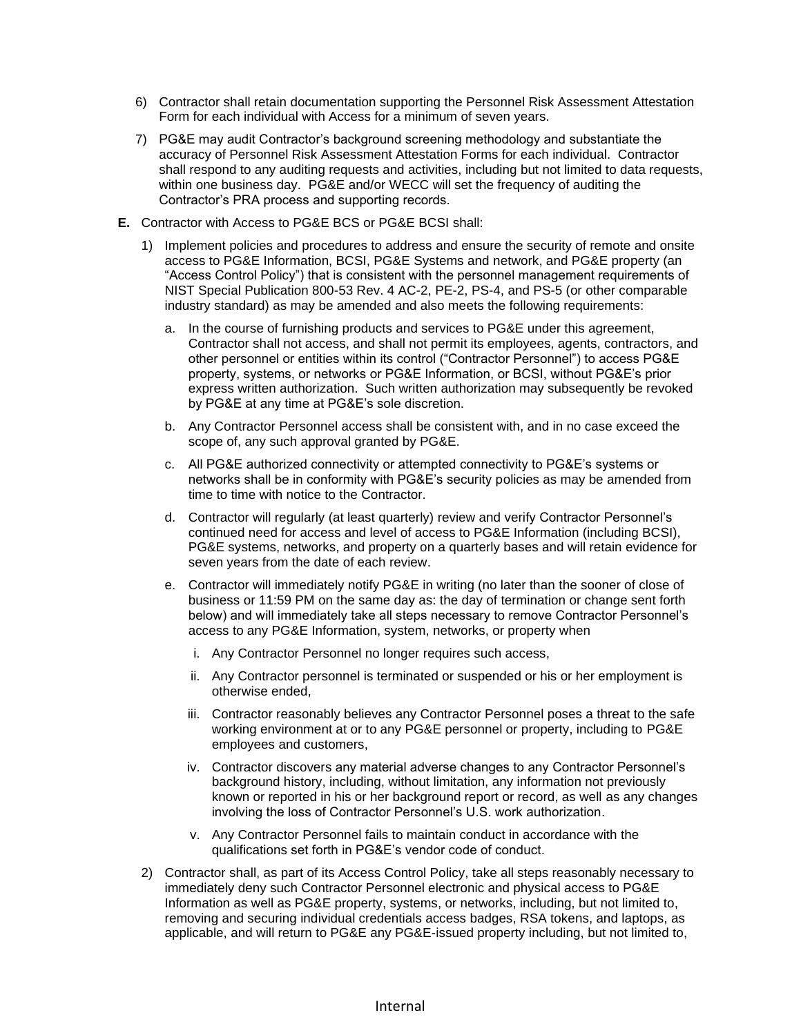6) Contractor shall retain documentation supporting the Personnel Risk Assessment Attestation Form for each individual with Access for a minimum of seven years.

7) PG&E may audit Contractor's background screening methodology and substantiate the accuracy of Personnel Risk Assessment Attestation Forms for each individual. Contractor shall respond to any auditing requests and activities, including but not limited to data requests, within one business day. PG&E and/or WECC will set the frequency of auditing the Contractor's PRA process and supporting records.

**E.** Contractor with Access to PG&E BCS or PG&E BCSI shall:

1) Implement policies and procedures to address and ensure the security of remote and onsite access to PG&E Information, BCSI, PG&E Systems and network, and PG&E property (an "Access Control Policy") that is consistent with the personnel management requirements of NIST Special Publication 800-53 Rev. 4 AC-2, PE-2, PS-4, and PS-5 (or other comparable industry standard) as may be amended and also meets the following requirements:

   a. In the course of furnishing products and services to PG&E under this agreement, Contractor shall not access, and shall not permit its employees, agents, contractors, and other personnel or entities within its control ("Contractor Personnel") to access PG&E property, systems, or networks or PG&E Information, or BCSI, without PG&E's prior express written authorization. Such written authorization may subsequently be revoked by PG&E at any time at PG&E's sole discretion.

   b. Any Contractor Personnel access shall be consistent with, and in no case exceed the scope of, any such approval granted by PG&E.

   c. All PG&E authorized connectivity or attempted connectivity to PG&E's systems or networks shall be in conformity with PG&E's security policies as may be amended from time to time with notice to the Contractor.

   d. Contractor will regularly (at least quarterly) review and verify Contractor Personnel's continued need for access and level of access to PG&E Information (including BCSI), PG&E systems, networks, and property on a quarterly bases and will retain evidence for seven years from the date of each review.

   e. Contractor will immediately notify PG&E in writing (no later than the sooner of close of business or 11:59 PM on the same day as: the day of termination or change sent forth below) and will immediately take all steps necessary to remove Contractor Personnel's access to any PG&E Information, system, networks, or property when

      i. Any Contractor Personnel no longer requires such access,

      ii. Any Contractor personnel is terminated or suspended or his or her employment is otherwise ended,

      iii. Contractor reasonably believes any Contractor Personnel poses a threat to the safe working environment at or to any PG&E personnel or property, including to PG&E employees and customers,

      iv. Contractor discovers any material adverse changes to any Contractor Personnel's background history, including, without limitation, any information not previously known or reported in his or her background report or record, as well as any changes involving the loss of Contractor Personnel's U.S. work authorization.

      v. Any Contractor Personnel fails to maintain conduct in accordance with the qualifications set forth in PG&E's vendor code of conduct.

2) Contractor shall, as part of its Access Control Policy, take all steps reasonably necessary to immediately deny such Contractor Personnel electronic and physical access to PG&E Information as well as PG&E property, systems, or networks, including, but not limited to, removing and securing individual credentials access badges, RSA tokens, and laptops, as applicable, and will return to PG&E any PG&E-issued property including, but not limited to,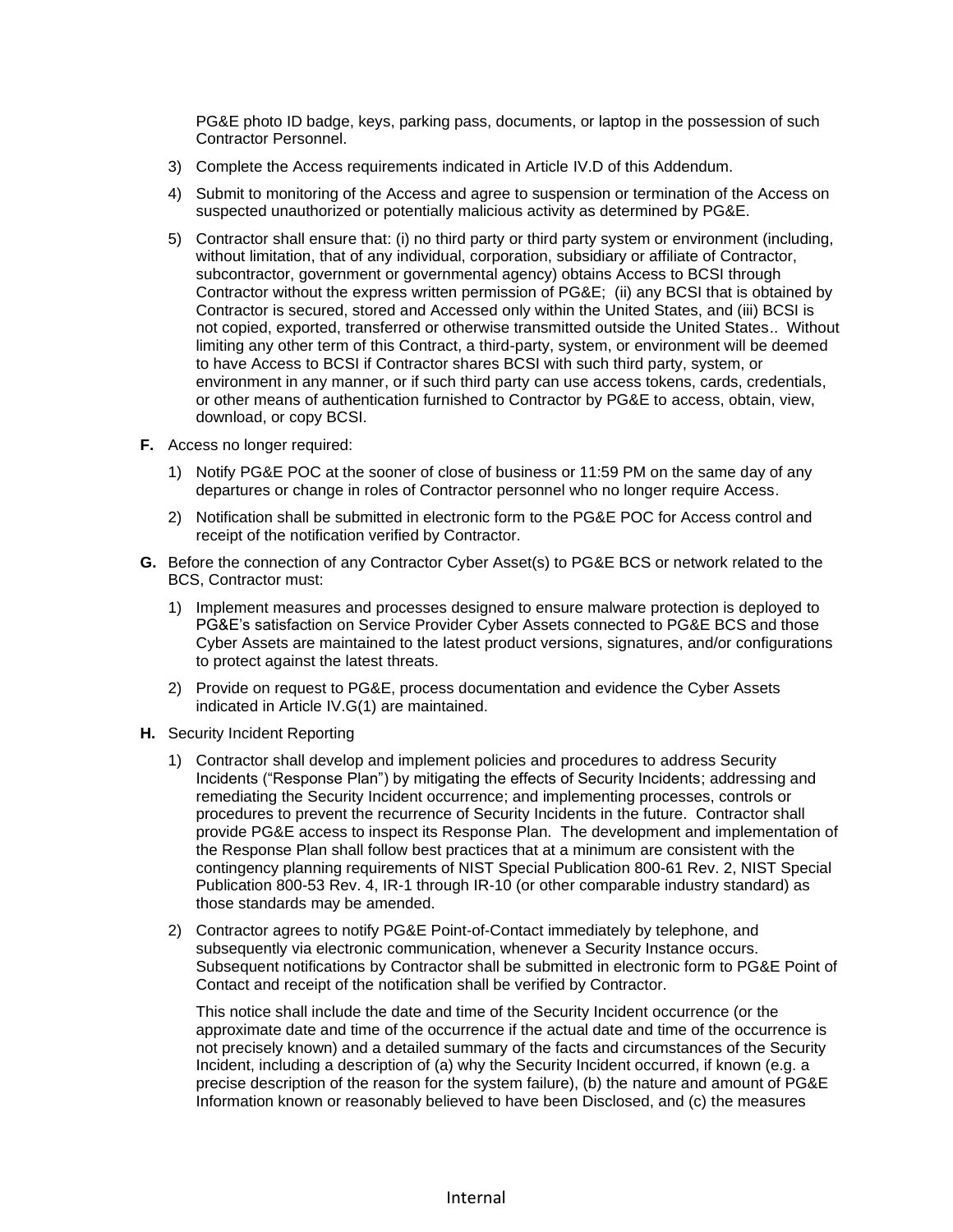PG&E photo ID badge, keys, parking pass, documents, or laptop in the possession of such Contractor Personnel.

3) Complete the Access requirements indicated in Article IV.D of this Addendum.

4) Submit to monitoring of the Access and agree to suspension or termination of the Access on suspected unauthorized or potentially malicious activity as determined by PG&E.

5) Contractor shall ensure that: (i) no third party or third party system or environment (including, without limitation, that of any individual, corporation, subsidiary or affiliate of Contractor, subcontractor, government or governmental agency) obtains Access to BCSI through Contractor without the express written permission of PG&E; (ii) any BCSI that is obtained by Contractor is secured, stored and Accessed only within the United States, and (iii) BCSI is not copied, exported, transferred or otherwise transmitted outside the United States.. Without limiting any other term of this Contract, a third-party, system, or environment will be deemed to have Access to BCSI if Contractor shares BCSI with such third party, system, or environment in any manner, or if such third party can use access tokens, cards, credentials, or other means of authentication furnished to Contractor by PG&E to access, obtain, view, download, or copy BCSI.

**F.** Access no longer required:

1) Notify PG&E POC at the sooner of close of business or 11:59 PM on the same day of any departures or change in roles of Contractor personnel who no longer require Access.

2) Notification shall be submitted in electronic form to the PG&E POC for Access control and receipt of the notification verified by Contractor.

**G.** Before the connection of any Contractor Cyber Asset(s) to PG&E BCS or network related to the BCS, Contractor must:

1) Implement measures and processes designed to ensure malware protection is deployed to PG&E's satisfaction on Service Provider Cyber Assets connected to PG&E BCS and those Cyber Assets are maintained to the latest product versions, signatures, and/or configurations to protect against the latest threats.

2) Provide on request to PG&E, process documentation and evidence the Cyber Assets indicated in Article IV.G(1) are maintained.

**H.** Security Incident Reporting

1) Contractor shall develop and implement policies and procedures to address Security Incidents ("Response Plan") by mitigating the effects of Security Incidents; addressing and remediating the Security Incident occurrence; and implementing processes, controls or procedures to prevent the recurrence of Security Incidents in the future. Contractor shall provide PG&E access to inspect its Response Plan. The development and implementation of the Response Plan shall follow best practices that at a minimum are consistent with the contingency planning requirements of NIST Special Publication 800-61 Rev. 2, NIST Special Publication 800-53 Rev. 4, IR-1 through IR-10 (or other comparable industry standard) as those standards may be amended.

2) Contractor agrees to notify PG&E Point-of-Contact immediately by telephone, and subsequently via electronic communication, whenever a Security Instance occurs. Subsequent notifications by Contractor shall be submitted in electronic form to PG&E Point of Contact and receipt of the notification shall be verified by Contractor.

   This notice shall include the date and time of the Security Incident occurrence (or the approximate date and time of the occurrence if the actual date and time of the occurrence is not precisely known) and a detailed summary of the facts and circumstances of the Security Incident, including a description of (a) why the Security Incident occurred, if known (e.g. a precise description of the reason for the system failure), (b) the nature and amount of PG&E Information known or reasonably believed to have been Disclosed, and (c) the measures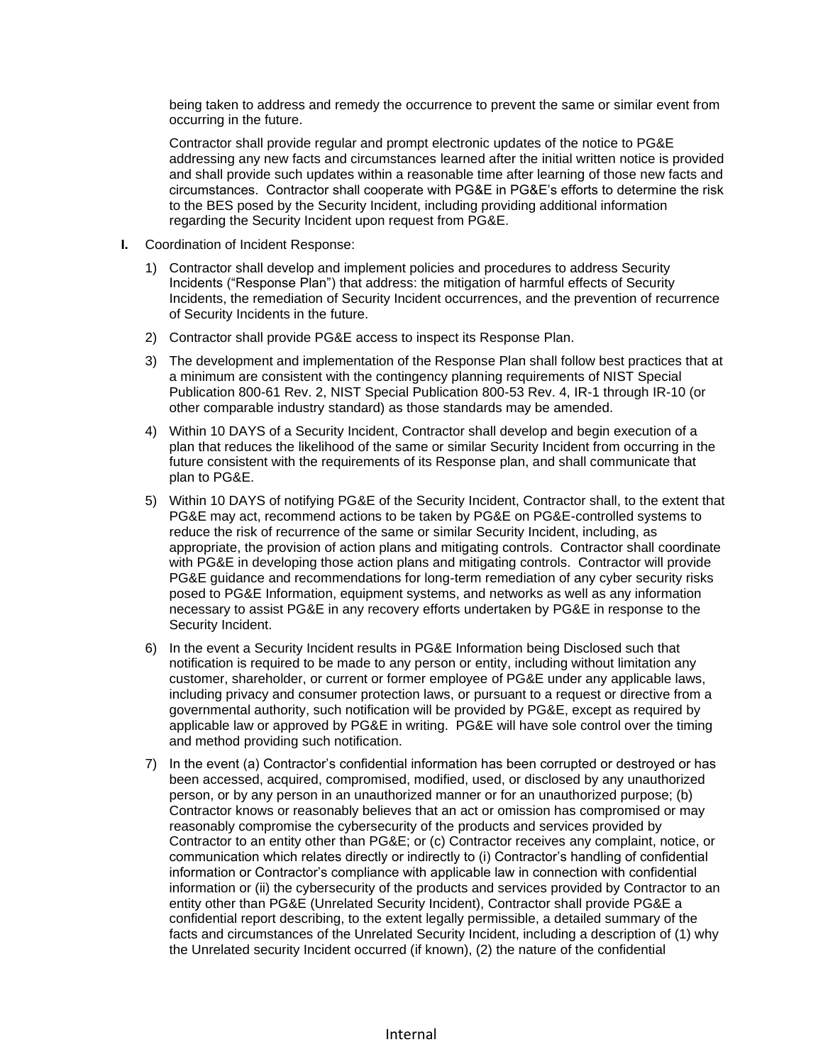being taken to address and remedy the occurrence to prevent the same or similar event from occurring in the future.

Contractor shall provide regular and prompt electronic updates of the notice to PG&E addressing any new facts and circumstances learned after the initial written notice is provided and shall provide such updates within a reasonable time after learning of those new facts and circumstances. Contractor shall cooperate with PG&E in PG&E's efforts to determine the risk to the BES posed by the Security Incident, including providing additional information regarding the Security Incident upon request from PG&E.

**I.** Coordination of Incident Response:

1) Contractor shall develop and implement policies and procedures to address Security Incidents ("Response Plan") that address: the mitigation of harmful effects of Security Incidents, the remediation of Security Incident occurrences, and the prevention of recurrence of Security Incidents in the future.

2) Contractor shall provide PG&E access to inspect its Response Plan.

3) The development and implementation of the Response Plan shall follow best practices that at a minimum are consistent with the contingency planning requirements of NIST Special Publication 800-61 Rev. 2, NIST Special Publication 800-53 Rev. 4, IR-1 through IR-10 (or other comparable industry standard) as those standards may be amended.

4) Within 10 DAYS of a Security Incident, Contractor shall develop and begin execution of a plan that reduces the likelihood of the same or similar Security Incident from occurring in the future consistent with the requirements of its Response plan, and shall communicate that plan to PG&E.

5) Within 10 DAYS of notifying PG&E of the Security Incident, Contractor shall, to the extent that PG&E may act, recommend actions to be taken by PG&E on PG&E-controlled systems to reduce the risk of recurrence of the same or similar Security Incident, including, as appropriate, the provision of action plans and mitigating controls. Contractor shall coordinate with PG&E in developing those action plans and mitigating controls. Contractor will provide PG&E guidance and recommendations for long-term remediation of any cyber security risks posed to PG&E Information, equipment systems, and networks as well as any information necessary to assist PG&E in any recovery efforts undertaken by PG&E in response to the Security Incident.

6) In the event a Security Incident results in PG&E Information being Disclosed such that notification is required to be made to any person or entity, including without limitation any customer, shareholder, or current or former employee of PG&E under any applicable laws, including privacy and consumer protection laws, or pursuant to a request or directive from a governmental authority, such notification will be provided by PG&E, except as required by applicable law or approved by PG&E in writing. PG&E will have sole control over the timing and method providing such notification.

7) In the event (a) Contractor's confidential information has been corrupted or destroyed or has been accessed, acquired, compromised, modified, used, or disclosed by any unauthorized person, or by any person in an unauthorized manner or for an unauthorized purpose; (b) Contractor knows or reasonably believes that an act or omission has compromised or may reasonably compromise the cybersecurity of the products and services provided by Contractor to an entity other than PG&E; or (c) Contractor receives any complaint, notice, or communication which relates directly or indirectly to (i) Contractor's handling of confidential information or Contractor's compliance with applicable law in connection with confidential information or (ii) the cybersecurity of the products and services provided by Contractor to an entity other than PG&E (Unrelated Security Incident), Contractor shall provide PG&E a confidential report describing, to the extent legally permissible, a detailed summary of the facts and circumstances of the Unrelated Security Incident, including a description of (1) why the Unrelated security Incident occurred (if known), (2) the nature of the confidential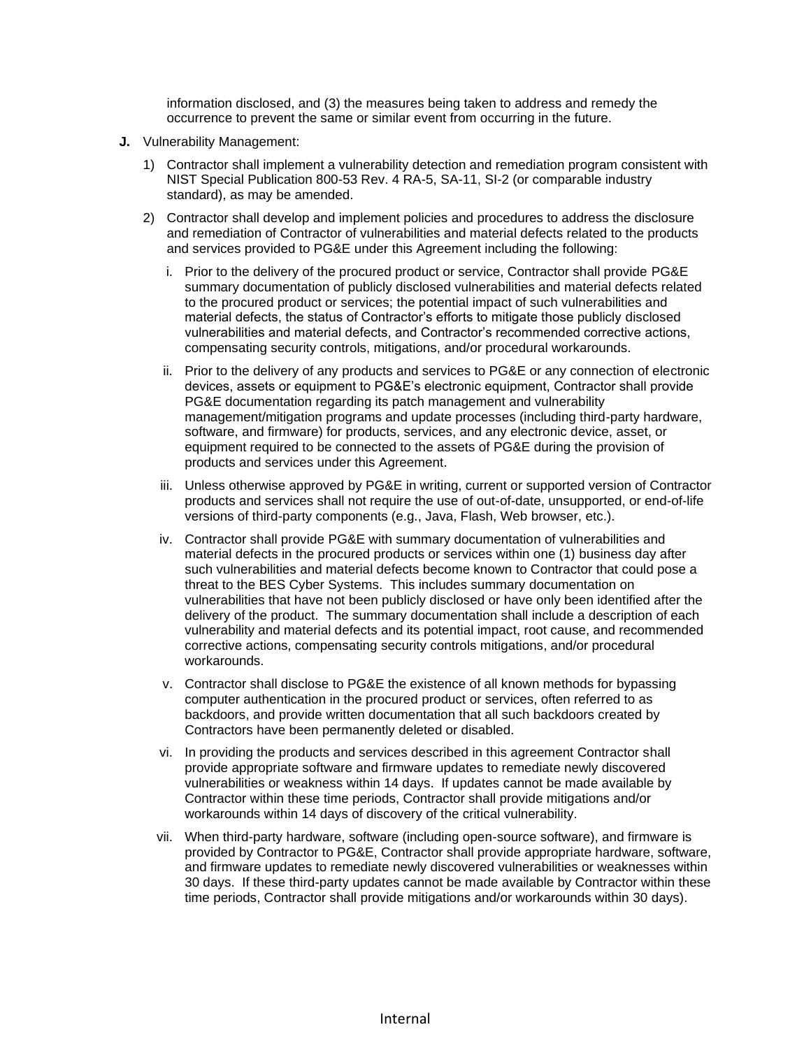information disclosed, and (3) the measures being taken to address and remedy the occurrence to prevent the same or similar event from occurring in the future.

**J.** Vulnerability Management:

1) Contractor shall implement a vulnerability detection and remediation program consistent with NIST Special Publication 800-53 Rev. 4 RA-5, SA-11, SI-2 (or comparable industry standard), as may be amended.

2) Contractor shall develop and implement policies and procedures to address the disclosure and remediation of Contractor of vulnerabilities and material defects related to the products and services provided to PG&E under this Agreement including the following:

   i. Prior to the delivery of the procured product or service, Contractor shall provide PG&E summary documentation of publicly disclosed vulnerabilities and material defects related to the procured product or services; the potential impact of such vulnerabilities and material defects, the status of Contractor's efforts to mitigate those publicly disclosed vulnerabilities and material defects, and Contractor's recommended corrective actions, compensating security controls, mitigations, and/or procedural workarounds.

   ii. Prior to the delivery of any products and services to PG&E or any connection of electronic devices, assets or equipment to PG&E's electronic equipment, Contractor shall provide PG&E documentation regarding its patch management and vulnerability management/mitigation programs and update processes (including third-party hardware, software, and firmware) for products, services, and any electronic device, asset, or equipment required to be connected to the assets of PG&E during the provision of products and services under this Agreement.

   iii. Unless otherwise approved by PG&E in writing, current or supported version of Contractor products and services shall not require the use of out-of-date, unsupported, or end-of-life versions of third-party components (e.g., Java, Flash, Web browser, etc.).

   iv. Contractor shall provide PG&E with summary documentation of vulnerabilities and material defects in the procured products or services within one (1) business day after such vulnerabilities and material defects become known to Contractor that could pose a threat to the BES Cyber Systems. This includes summary documentation on vulnerabilities that have not been publicly disclosed or have only been identified after the delivery of the product. The summary documentation shall include a description of each vulnerability and material defects and its potential impact, root cause, and recommended corrective actions, compensating security controls mitigations, and/or procedural workarounds.

   v. Contractor shall disclose to PG&E the existence of all known methods for bypassing computer authentication in the procured product or services, often referred to as backdoors, and provide written documentation that all such backdoors created by Contractors have been permanently deleted or disabled.

   vi. In providing the products and services described in this agreement Contractor shall provide appropriate software and firmware updates to remediate newly discovered vulnerabilities or weakness within 14 days. If updates cannot be made available by Contractor within these time periods, Contractor shall provide mitigations and/or workarounds within 14 days of discovery of the critical vulnerability.

   vii. When third-party hardware, software (including open-source software), and firmware is provided by Contractor to PG&E, Contractor shall provide appropriate hardware, software, and firmware updates to remediate newly discovered vulnerabilities or weaknesses within 30 days. If these third-party updates cannot be made available by Contractor within these time periods, Contractor shall provide mitigations and/or workarounds within 30 days).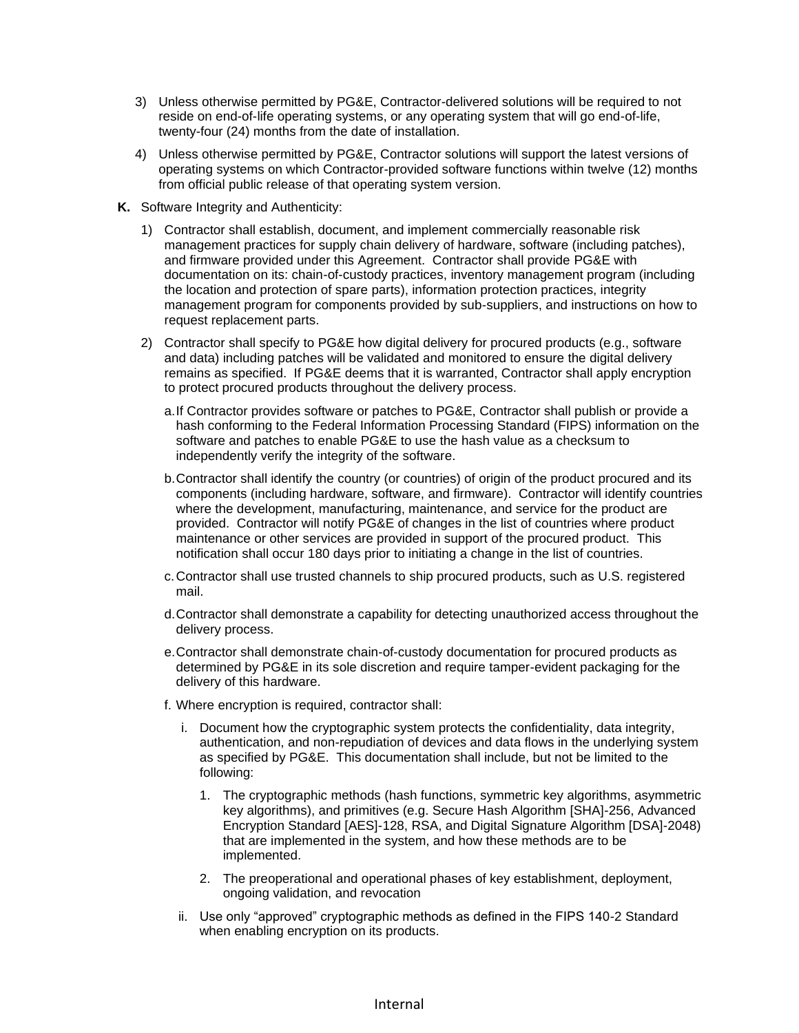3) Unless otherwise permitted by PG&E, Contractor-delivered solutions will be required to not reside on end-of-life operating systems, or any operating system that will go end-of-life, twenty-four (24) months from the date of installation.

4) Unless otherwise permitted by PG&E, Contractor solutions will support the latest versions of operating systems on which Contractor-provided software functions within twelve (12) months from official public release of that operating system version.

**K.** Software Integrity and Authenticity:

1) Contractor shall establish, document, and implement commercially reasonable risk management practices for supply chain delivery of hardware, software (including patches), and firmware provided under this Agreement. Contractor shall provide PG&E with documentation on its: chain-of-custody practices, inventory management program (including the location and protection of spare parts), information protection practices, integrity management program for components provided by sub-suppliers, and instructions on how to request replacement parts.

2) Contractor shall specify to PG&E how digital delivery for procured products (e.g., software and data) including patches will be validated and monitored to ensure the digital delivery remains as specified. If PG&E deems that it is warranted, Contractor shall apply encryption to protect procured products throughout the delivery process.

   a. If Contractor provides software or patches to PG&E, Contractor shall publish or provide a hash conforming to the Federal Information Processing Standard (FIPS) information on the software and patches to enable PG&E to use the hash value as a checksum to independently verify the integrity of the software.

   b. Contractor shall identify the country (or countries) of origin of the product procured and its components (including hardware, software, and firmware). Contractor will identify countries where the development, manufacturing, maintenance, and service for the product are provided. Contractor will notify PG&E of changes in the list of countries where product maintenance or other services are provided in support of the procured product. This notification shall occur 180 days prior to initiating a change in the list of countries.

   c. Contractor shall use trusted channels to ship procured products, such as U.S. registered mail.

   d. Contractor shall demonstrate a capability for detecting unauthorized access throughout the delivery process.

   e. Contractor shall demonstrate chain-of-custody documentation for procured products as determined by PG&E in its sole discretion and require tamper-evident packaging for the delivery of this hardware.

   f. Where encryption is required, contractor shall:

      i. Document how the cryptographic system protects the confidentiality, data integrity, authentication, and non-repudiation of devices and data flows in the underlying system as specified by PG&E. This documentation shall include, but not be limited to the following:

         1. The cryptographic methods (hash functions, symmetric key algorithms, asymmetric key algorithms), and primitives (e.g. Secure Hash Algorithm [SHA]-256, Advanced Encryption Standard [AES]-128, RSA, and Digital Signature Algorithm [DSA]-2048) that are implemented in the system, and how these methods are to be implemented.

         2. The preoperational and operational phases of key establishment, deployment, ongoing validation, and revocation

      ii. Use only "approved" cryptographic methods as defined in the FIPS 140-2 Standard when enabling encryption on its products.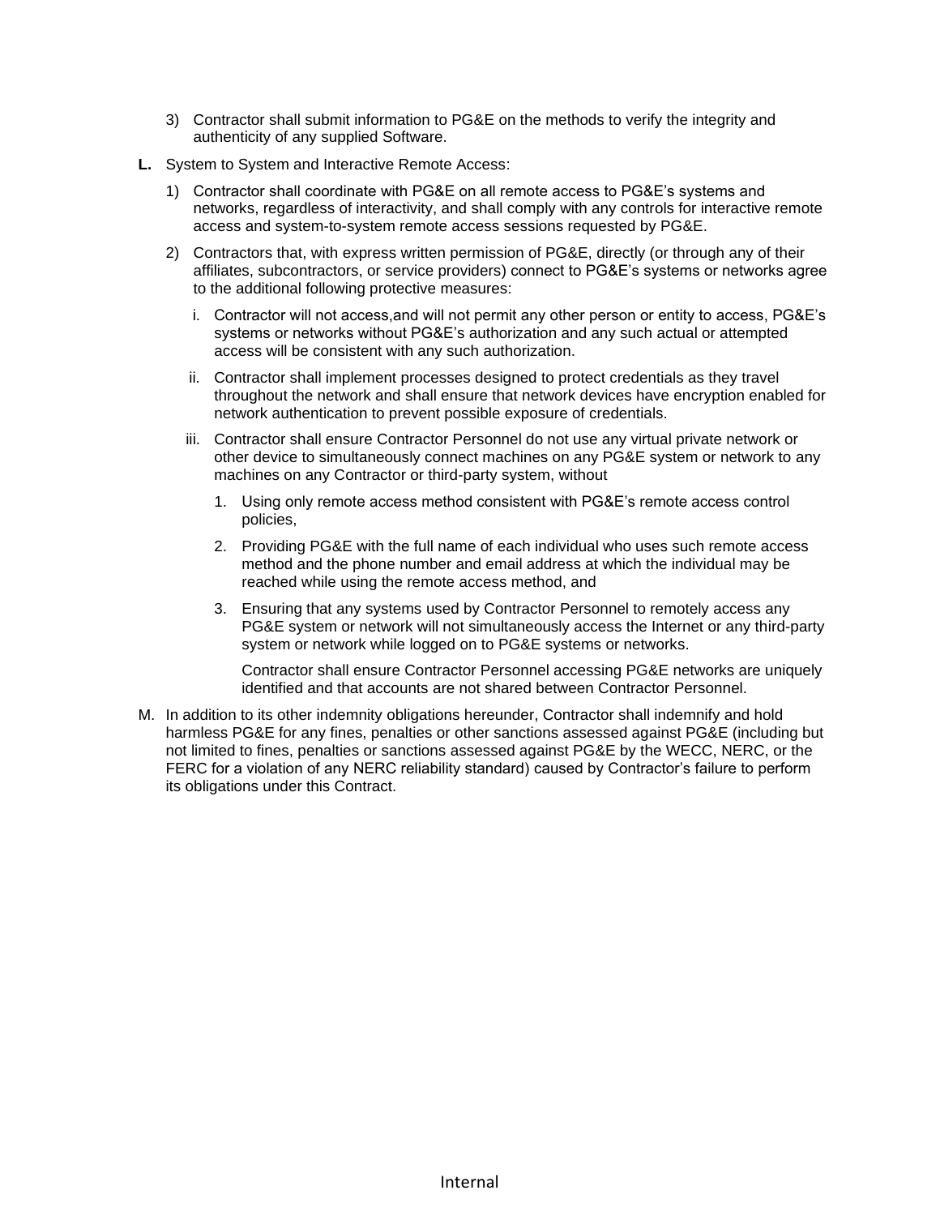3) Contractor shall submit information to PG&E on the methods to verify the integrity and authenticity of any supplied Software.

**L.** System to System and Interactive Remote Access:

1) Contractor shall coordinate with PG&E on all remote access to PG&E's systems and networks, regardless of interactivity, and shall comply with any controls for interactive remote access and system-to-system remote access sessions requested by PG&E.

2) Contractors that, with express written permission of PG&E, directly (or through any of their affiliates, subcontractors, or service providers) connect to PG&E's systems or networks agree to the additional following protective measures:

   i. Contractor will not access,and will not permit any other person or entity to access, PG&E's systems or networks without PG&E's authorization and any such actual or attempted access will be consistent with any such authorization.

   ii. Contractor shall implement processes designed to protect credentials as they travel throughout the network and shall ensure that network devices have encryption enabled for network authentication to prevent possible exposure of credentials.

   iii. Contractor shall ensure Contractor Personnel do not use any virtual private network or other device to simultaneously connect machines on any PG&E system or network to any machines on any Contractor or third-party system, without

      1. Using only remote access method consistent with PG&E's remote access control policies,

      2. Providing PG&E with the full name of each individual who uses such remote access method and the phone number and email address at which the individual may be reached while using the remote access method, and

      3. Ensuring that any systems used by Contractor Personnel to remotely access any PG&E system or network will not simultaneously access the Internet or any third-party system or network while logged on to PG&E systems or networks.

      Contractor shall ensure Contractor Personnel accessing PG&E networks are uniquely identified and that accounts are not shared between Contractor Personnel.

M. In addition to its other indemnity obligations hereunder, Contractor shall indemnify and hold harmless PG&E for any fines, penalties or other sanctions assessed against PG&E (including but not limited to fines, penalties or sanctions assessed against PG&E by the WECC, NERC, or the FERC for a violation of any NERC reliability standard) caused by Contractor's failure to perform its obligations under this Contract.